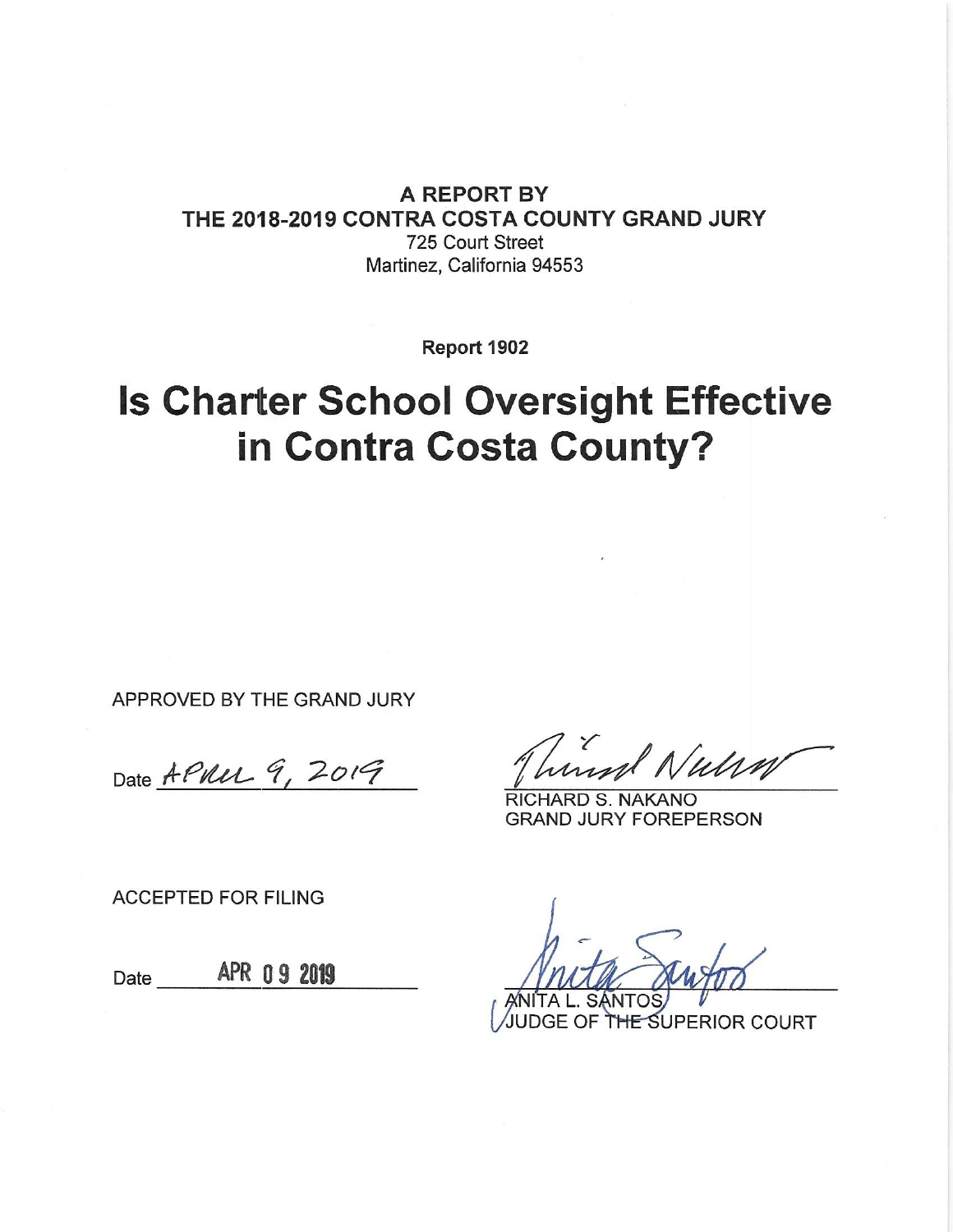**A REPORT BY**
**THE 2018-2019 CONTRA COSTA COUNTY GRAND JURY**
725 Court Street
Martinez, California 94553

**Report 1902**

# Is Charter School Oversight Effective in Contra Costa County?

APPROVED BY THE GRAND JURY

Date April 9, 2019

RICHARD S. NAKANO
GRAND JURY FOREPERSON

ACCEPTED FOR FILING

Date APR 09 2019

ANITA L. SANTOS
JUDGE OF THE SUPERIOR COURT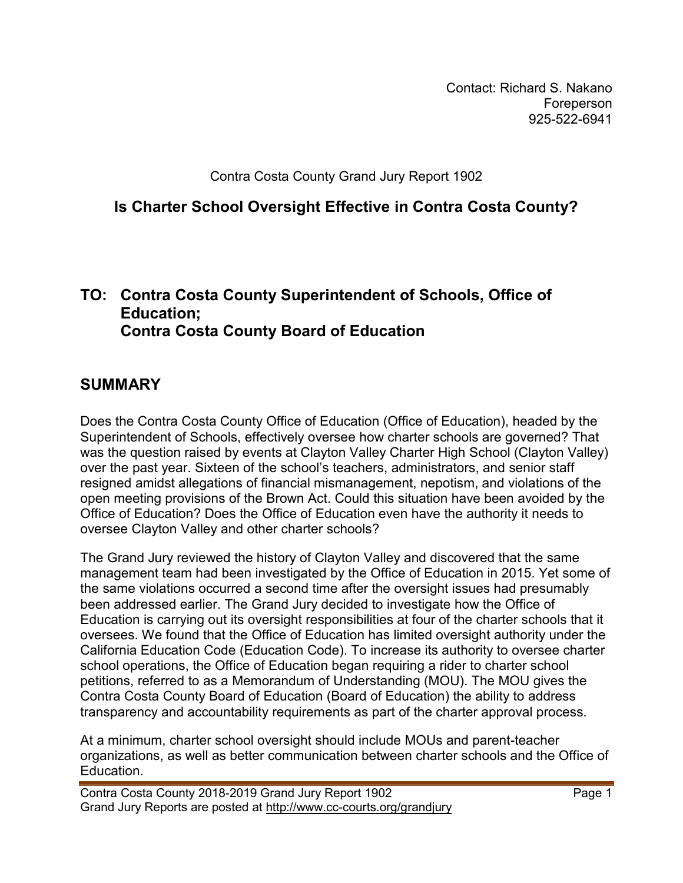Contact: Richard S. Nakano
Foreperson
925-522-6941

Contra Costa County Grand Jury Report 1902

## Is Charter School Oversight Effective in Contra Costa County?

## TO: Contra Costa County Superintendent of Schools, Office of Education; Contra Costa County Board of Education

## SUMMARY

Does the Contra Costa County Office of Education (Office of Education), headed by the Superintendent of Schools, effectively oversee how charter schools are governed? That was the question raised by events at Clayton Valley Charter High School (Clayton Valley) over the past year. Sixteen of the school's teachers, administrators, and senior staff resigned amidst allegations of financial mismanagement, nepotism, and violations of the open meeting provisions of the Brown Act. Could this situation have been avoided by the Office of Education? Does the Office of Education even have the authority it needs to oversee Clayton Valley and other charter schools?

The Grand Jury reviewed the history of Clayton Valley and discovered that the same management team had been investigated by the Office of Education in 2015. Yet some of the same violations occurred a second time after the oversight issues had presumably been addressed earlier. The Grand Jury decided to investigate how the Office of Education is carrying out its oversight responsibilities at four of the charter schools that it oversees. We found that the Office of Education has limited oversight authority under the California Education Code (Education Code). To increase its authority to oversee charter school operations, the Office of Education began requiring a rider to charter school petitions, referred to as a Memorandum of Understanding (MOU). The MOU gives the Contra Costa County Board of Education (Board of Education) the ability to address transparency and accountability requirements as part of the charter approval process.

At a minimum, charter school oversight should include MOUs and parent-teacher organizations, as well as better communication between charter schools and the Office of Education.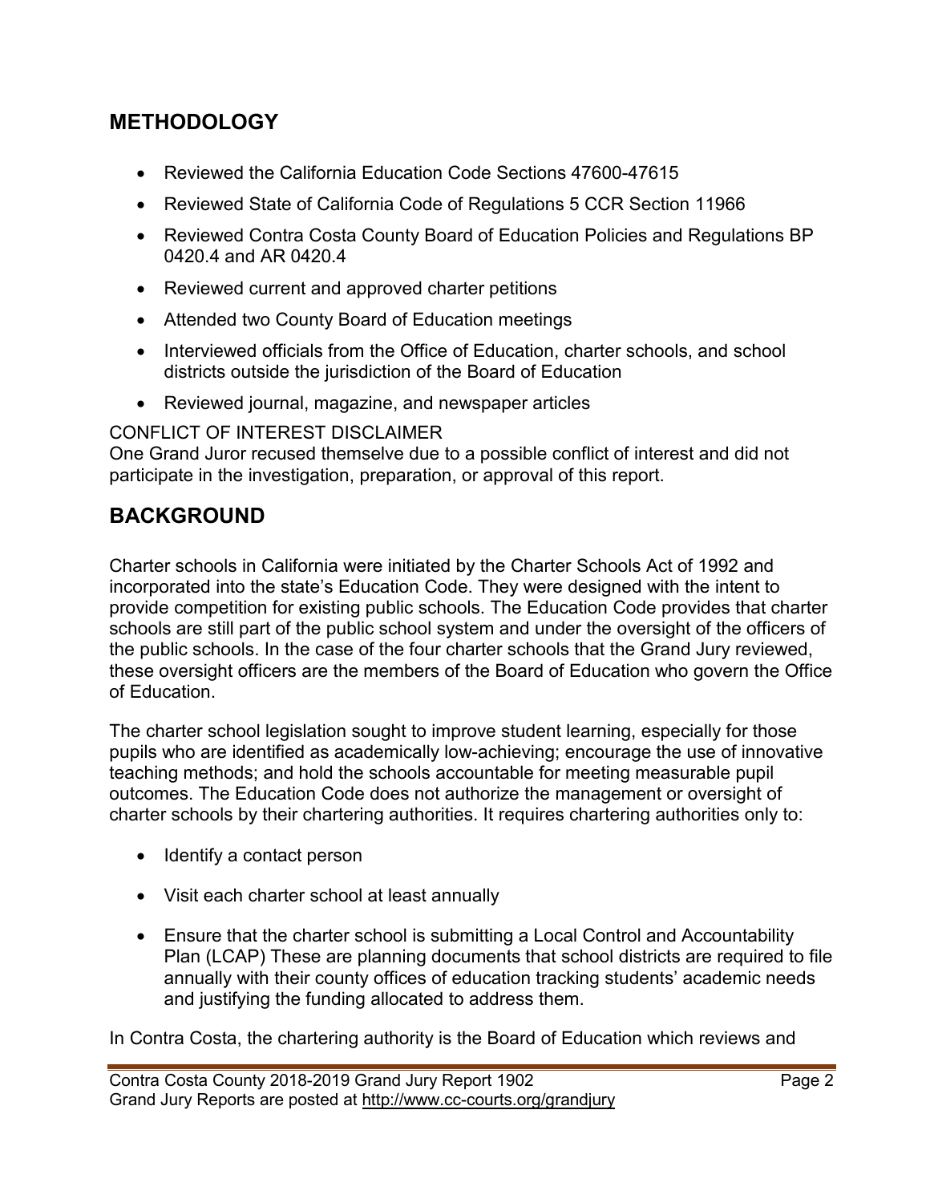## METHODOLOGY

- Reviewed the California Education Code Sections 47600-47615
- Reviewed State of California Code of Regulations 5 CCR Section 11966
- Reviewed Contra Costa County Board of Education Policies and Regulations BP 0420.4 and AR 0420.4
- Reviewed current and approved charter petitions
- Attended two County Board of Education meetings
- Interviewed officials from the Office of Education, charter schools, and school districts outside the jurisdiction of the Board of Education
- Reviewed journal, magazine, and newspaper articles

CONFLICT OF INTEREST DISCLAIMER

One Grand Juror recused themselve due to a possible conflict of interest and did not participate in the investigation, preparation, or approval of this report.

## BACKGROUND

Charter schools in California were initiated by the Charter Schools Act of 1992 and incorporated into the state's Education Code. They were designed with the intent to provide competition for existing public schools. The Education Code provides that charter schools are still part of the public school system and under the oversight of the officers of the public schools. In the case of the four charter schools that the Grand Jury reviewed, these oversight officers are the members of the Board of Education who govern the Office of Education.

The charter school legislation sought to improve student learning, especially for those pupils who are identified as academically low-achieving; encourage the use of innovative teaching methods; and hold the schools accountable for meeting measurable pupil outcomes. The Education Code does not authorize the management or oversight of charter schools by their chartering authorities. It requires chartering authorities only to:

- Identify a contact person
- Visit each charter school at least annually
- Ensure that the charter school is submitting a Local Control and Accountability Plan (LCAP) These are planning documents that school districts are required to file annually with their county offices of education tracking students' academic needs and justifying the funding allocated to address them.

In Contra Costa, the chartering authority is the Board of Education which reviews and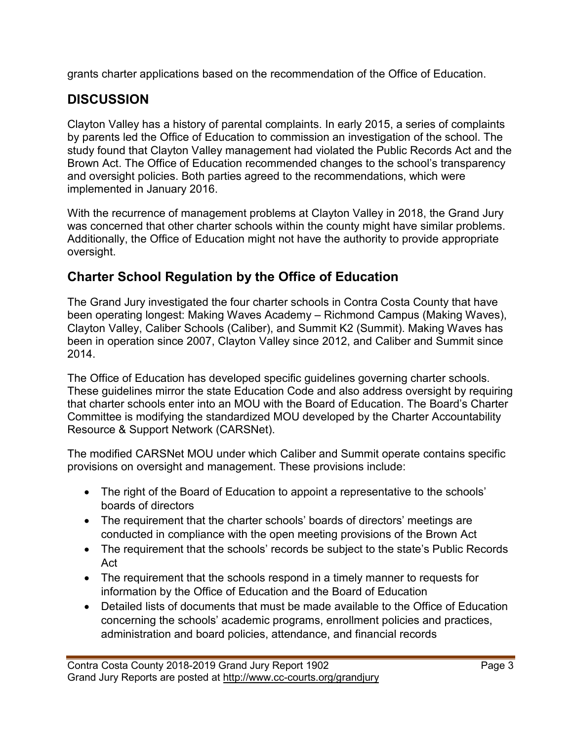grants charter applications based on the recommendation of the Office of Education.

## DISCUSSION

Clayton Valley has a history of parental complaints. In early 2015, a series of complaints by parents led the Office of Education to commission an investigation of the school. The study found that Clayton Valley management had violated the Public Records Act and the Brown Act. The Office of Education recommended changes to the school's transparency and oversight policies. Both parties agreed to the recommendations, which were implemented in January 2016.

With the recurrence of management problems at Clayton Valley in 2018, the Grand Jury was concerned that other charter schools within the county might have similar problems. Additionally, the Office of Education might not have the authority to provide appropriate oversight.

### Charter School Regulation by the Office of Education

The Grand Jury investigated the four charter schools in Contra Costa County that have been operating longest: Making Waves Academy – Richmond Campus (Making Waves), Clayton Valley, Caliber Schools (Caliber), and Summit K2 (Summit). Making Waves has been in operation since 2007, Clayton Valley since 2012, and Caliber and Summit since 2014.

The Office of Education has developed specific guidelines governing charter schools. These guidelines mirror the state Education Code and also address oversight by requiring that charter schools enter into an MOU with the Board of Education. The Board's Charter Committee is modifying the standardized MOU developed by the Charter Accountability Resource & Support Network (CARSNet).

The modified CARSNet MOU under which Caliber and Summit operate contains specific provisions on oversight and management. These provisions include:

- The right of the Board of Education to appoint a representative to the schools' boards of directors
- The requirement that the charter schools' boards of directors' meetings are conducted in compliance with the open meeting provisions of the Brown Act
- The requirement that the schools' records be subject to the state's Public Records Act
- The requirement that the schools respond in a timely manner to requests for information by the Office of Education and the Board of Education
- Detailed lists of documents that must be made available to the Office of Education concerning the schools' academic programs, enrollment policies and practices, administration and board policies, attendance, and financial records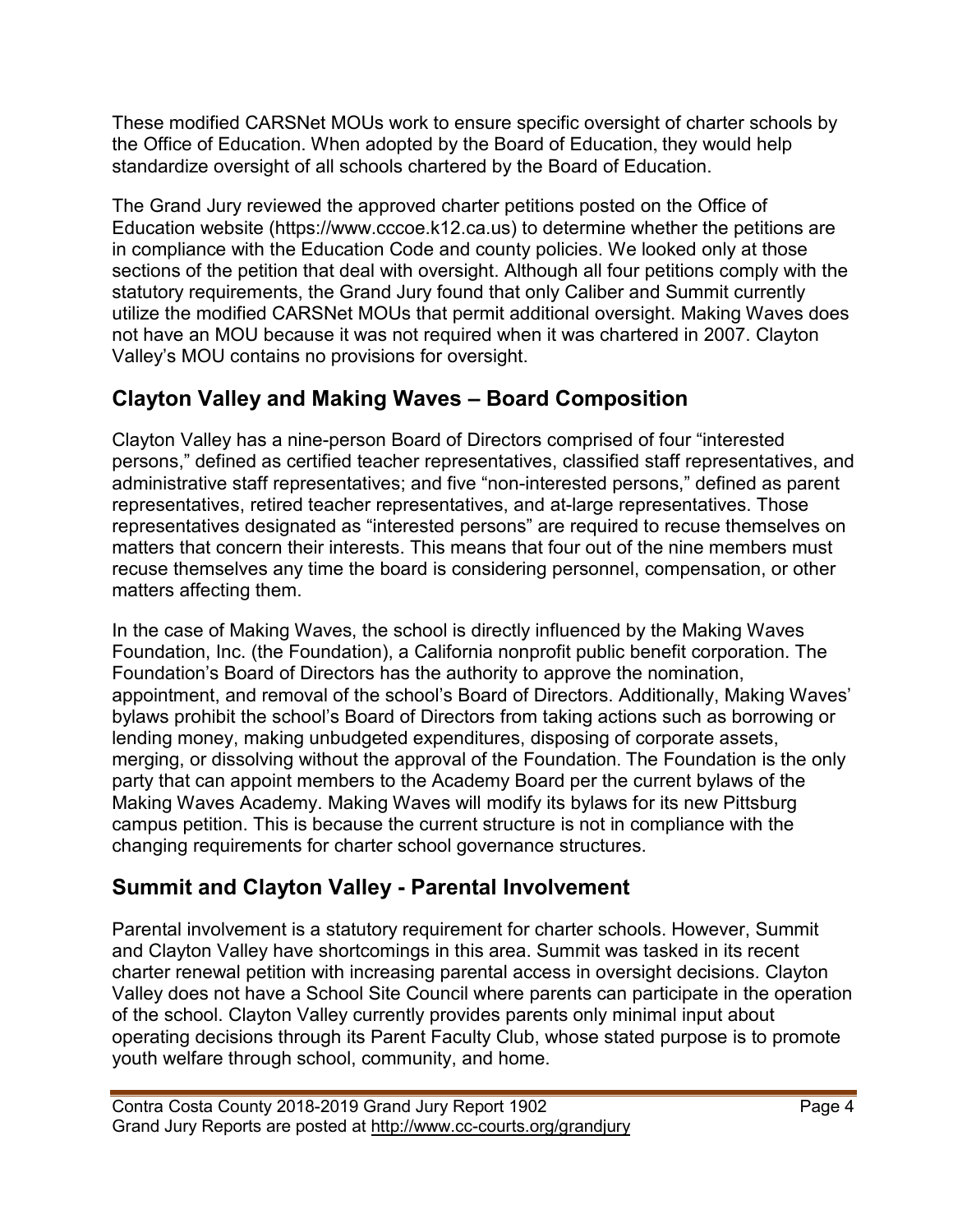These modified CARSNet MOUs work to ensure specific oversight of charter schools by the Office of Education. When adopted by the Board of Education, they would help standardize oversight of all schools chartered by the Board of Education.

The Grand Jury reviewed the approved charter petitions posted on the Office of Education website (https://www.cccoe.k12.ca.us) to determine whether the petitions are in compliance with the Education Code and county policies. We looked only at those sections of the petition that deal with oversight. Although all four petitions comply with the statutory requirements, the Grand Jury found that only Caliber and Summit currently utilize the modified CARSNet MOUs that permit additional oversight. Making Waves does not have an MOU because it was not required when it was chartered in 2007. Clayton Valley's MOU contains no provisions for oversight.

## Clayton Valley and Making Waves – Board Composition

Clayton Valley has a nine-person Board of Directors comprised of four "interested persons," defined as certified teacher representatives, classified staff representatives, and administrative staff representatives; and five "non-interested persons," defined as parent representatives, retired teacher representatives, and at-large representatives. Those representatives designated as "interested persons" are required to recuse themselves on matters that concern their interests. This means that four out of the nine members must recuse themselves any time the board is considering personnel, compensation, or other matters affecting them.

In the case of Making Waves, the school is directly influenced by the Making Waves Foundation, Inc. (the Foundation), a California nonprofit public benefit corporation. The Foundation's Board of Directors has the authority to approve the nomination, appointment, and removal of the school's Board of Directors. Additionally, Making Waves' bylaws prohibit the school's Board of Directors from taking actions such as borrowing or lending money, making unbudgeted expenditures, disposing of corporate assets, merging, or dissolving without the approval of the Foundation. The Foundation is the only party that can appoint members to the Academy Board per the current bylaws of the Making Waves Academy. Making Waves will modify its bylaws for its new Pittsburg campus petition. This is because the current structure is not in compliance with the changing requirements for charter school governance structures.

## Summit and Clayton Valley - Parental Involvement

Parental involvement is a statutory requirement for charter schools. However, Summit and Clayton Valley have shortcomings in this area. Summit was tasked in its recent charter renewal petition with increasing parental access in oversight decisions. Clayton Valley does not have a School Site Council where parents can participate in the operation of the school. Clayton Valley currently provides parents only minimal input about operating decisions through its Parent Faculty Club, whose stated purpose is to promote youth welfare through school, community, and home.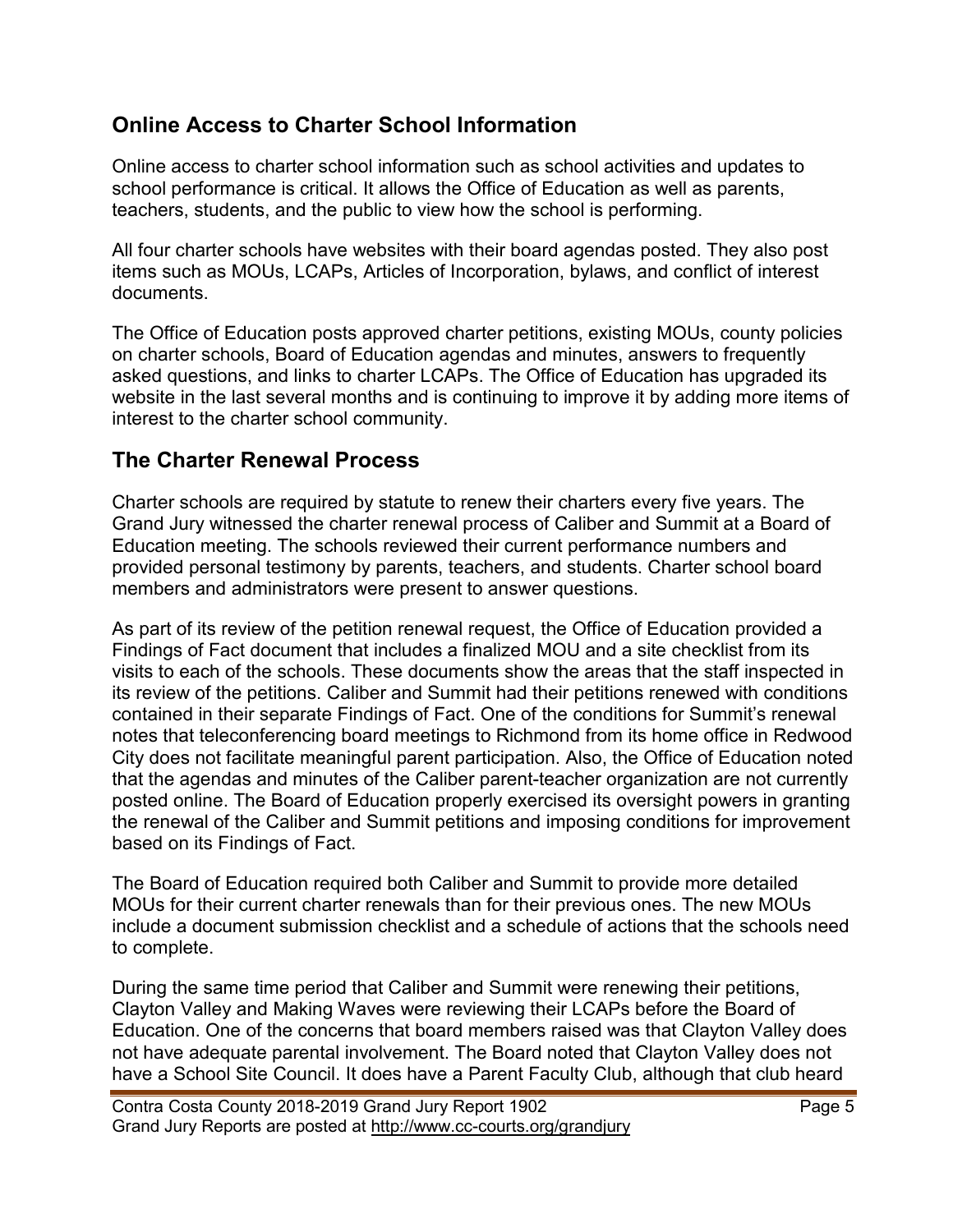## Online Access to Charter School Information

Online access to charter school information such as school activities and updates to school performance is critical. It allows the Office of Education as well as parents, teachers, students, and the public to view how the school is performing.

All four charter schools have websites with their board agendas posted. They also post items such as MOUs, LCAPs, Articles of Incorporation, bylaws, and conflict of interest documents.

The Office of Education posts approved charter petitions, existing MOUs, county policies on charter schools, Board of Education agendas and minutes, answers to frequently asked questions, and links to charter LCAPs. The Office of Education has upgraded its website in the last several months and is continuing to improve it by adding more items of interest to the charter school community.

## The Charter Renewal Process

Charter schools are required by statute to renew their charters every five years. The Grand Jury witnessed the charter renewal process of Caliber and Summit at a Board of Education meeting. The schools reviewed their current performance numbers and provided personal testimony by parents, teachers, and students. Charter school board members and administrators were present to answer questions.

As part of its review of the petition renewal request, the Office of Education provided a Findings of Fact document that includes a finalized MOU and a site checklist from its visits to each of the schools. These documents show the areas that the staff inspected in its review of the petitions. Caliber and Summit had their petitions renewed with conditions contained in their separate Findings of Fact. One of the conditions for Summit's renewal notes that teleconferencing board meetings to Richmond from its home office in Redwood City does not facilitate meaningful parent participation. Also, the Office of Education noted that the agendas and minutes of the Caliber parent-teacher organization are not currently posted online. The Board of Education properly exercised its oversight powers in granting the renewal of the Caliber and Summit petitions and imposing conditions for improvement based on its Findings of Fact.

The Board of Education required both Caliber and Summit to provide more detailed MOUs for their current charter renewals than for their previous ones. The new MOUs include a document submission checklist and a schedule of actions that the schools need to complete.

During the same time period that Caliber and Summit were renewing their petitions, Clayton Valley and Making Waves were reviewing their LCAPs before the Board of Education. One of the concerns that board members raised was that Clayton Valley does not have adequate parental involvement. The Board noted that Clayton Valley does not have a School Site Council. It does have a Parent Faculty Club, although that club heard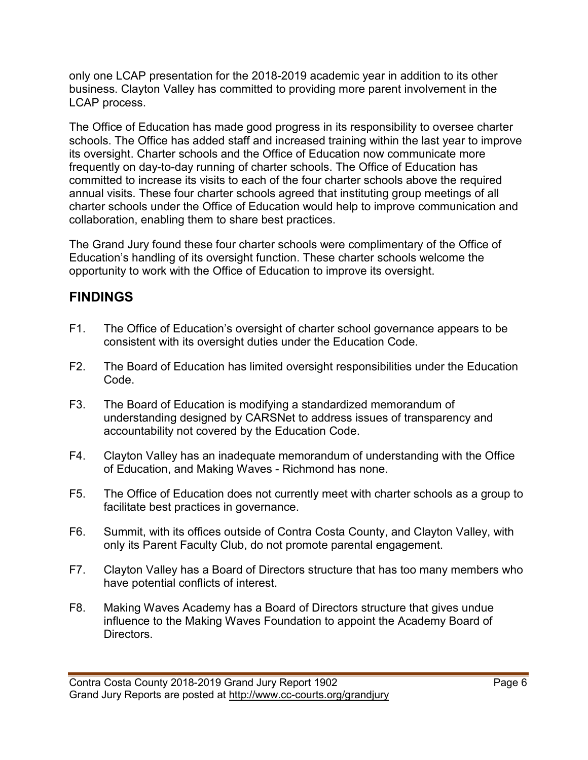only one LCAP presentation for the 2018-2019 academic year in addition to its other business. Clayton Valley has committed to providing more parent involvement in the LCAP process.

The Office of Education has made good progress in its responsibility to oversee charter schools. The Office has added staff and increased training within the last year to improve its oversight. Charter schools and the Office of Education now communicate more frequently on day-to-day running of charter schools. The Office of Education has committed to increase its visits to each of the four charter schools above the required annual visits. These four charter schools agreed that instituting group meetings of all charter schools under the Office of Education would help to improve communication and collaboration, enabling them to share best practices.

The Grand Jury found these four charter schools were complimentary of the Office of Education's handling of its oversight function. These charter schools welcome the opportunity to work with the Office of Education to improve its oversight.

## FINDINGS

F1. The Office of Education's oversight of charter school governance appears to be consistent with its oversight duties under the Education Code.

F2. The Board of Education has limited oversight responsibilities under the Education Code.

F3. The Board of Education is modifying a standardized memorandum of understanding designed by CARSNet to address issues of transparency and accountability not covered by the Education Code.

F4. Clayton Valley has an inadequate memorandum of understanding with the Office of Education, and Making Waves - Richmond has none.

F5. The Office of Education does not currently meet with charter schools as a group to facilitate best practices in governance.

F6. Summit, with its offices outside of Contra Costa County, and Clayton Valley, with only its Parent Faculty Club, do not promote parental engagement.

F7. Clayton Valley has a Board of Directors structure that has too many members who have potential conflicts of interest.

F8. Making Waves Academy has a Board of Directors structure that gives undue influence to the Making Waves Foundation to appoint the Academy Board of Directors.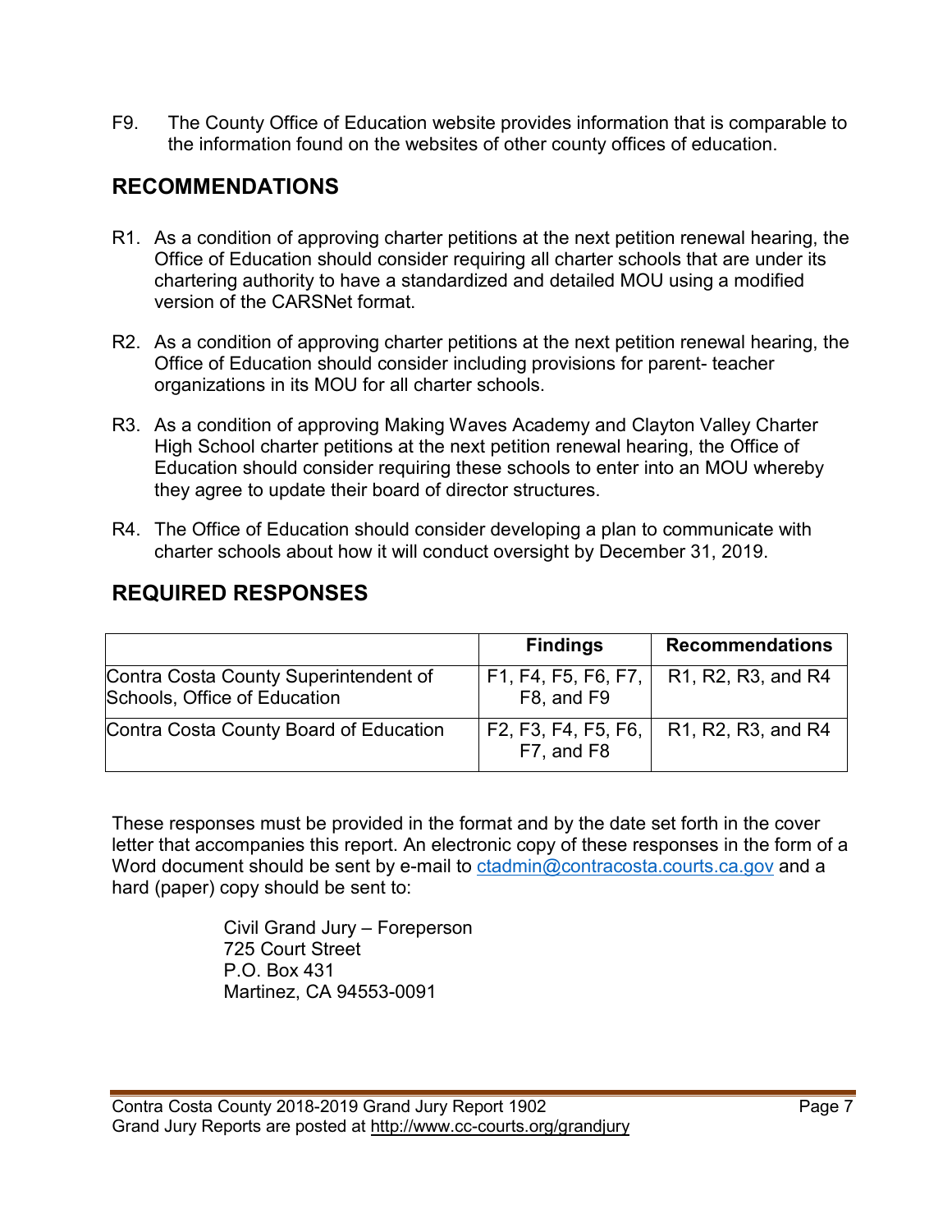F9. The County Office of Education website provides information that is comparable to the information found on the websites of other county offices of education.

## RECOMMENDATIONS

R1. As a condition of approving charter petitions at the next petition renewal hearing, the Office of Education should consider requiring all charter schools that are under its chartering authority to have a standardized and detailed MOU using a modified version of the CARSNet format.

R2. As a condition of approving charter petitions at the next petition renewal hearing, the Office of Education should consider including provisions for parent- teacher organizations in its MOU for all charter schools.

R3. As a condition of approving Making Waves Academy and Clayton Valley Charter High School charter petitions at the next petition renewal hearing, the Office of Education should consider requiring these schools to enter into an MOU whereby they agree to update their board of director structures.

R4. The Office of Education should consider developing a plan to communicate with charter schools about how it will conduct oversight by December 31, 2019.

## REQUIRED RESPONSES

| | Findings | Recommendations |
|---|---|---|
| Contra Costa County Superintendent of Schools, Office of Education | F1, F4, F5, F6, F7, F8, and F9 | R1, R2, R3, and R4 |
| Contra Costa County Board of Education | F2, F3, F4, F5, F6, F7, and F8 | R1, R2, R3, and R4 |

These responses must be provided in the format and by the date set forth in the cover letter that accompanies this report. An electronic copy of these responses in the form of a Word document should be sent by e-mail to ctadmin@contracosta.courts.ca.gov and a hard (paper) copy should be sent to:

Civil Grand Jury – Foreperson
725 Court Street
P.O. Box 431
Martinez, CA 94553-0091